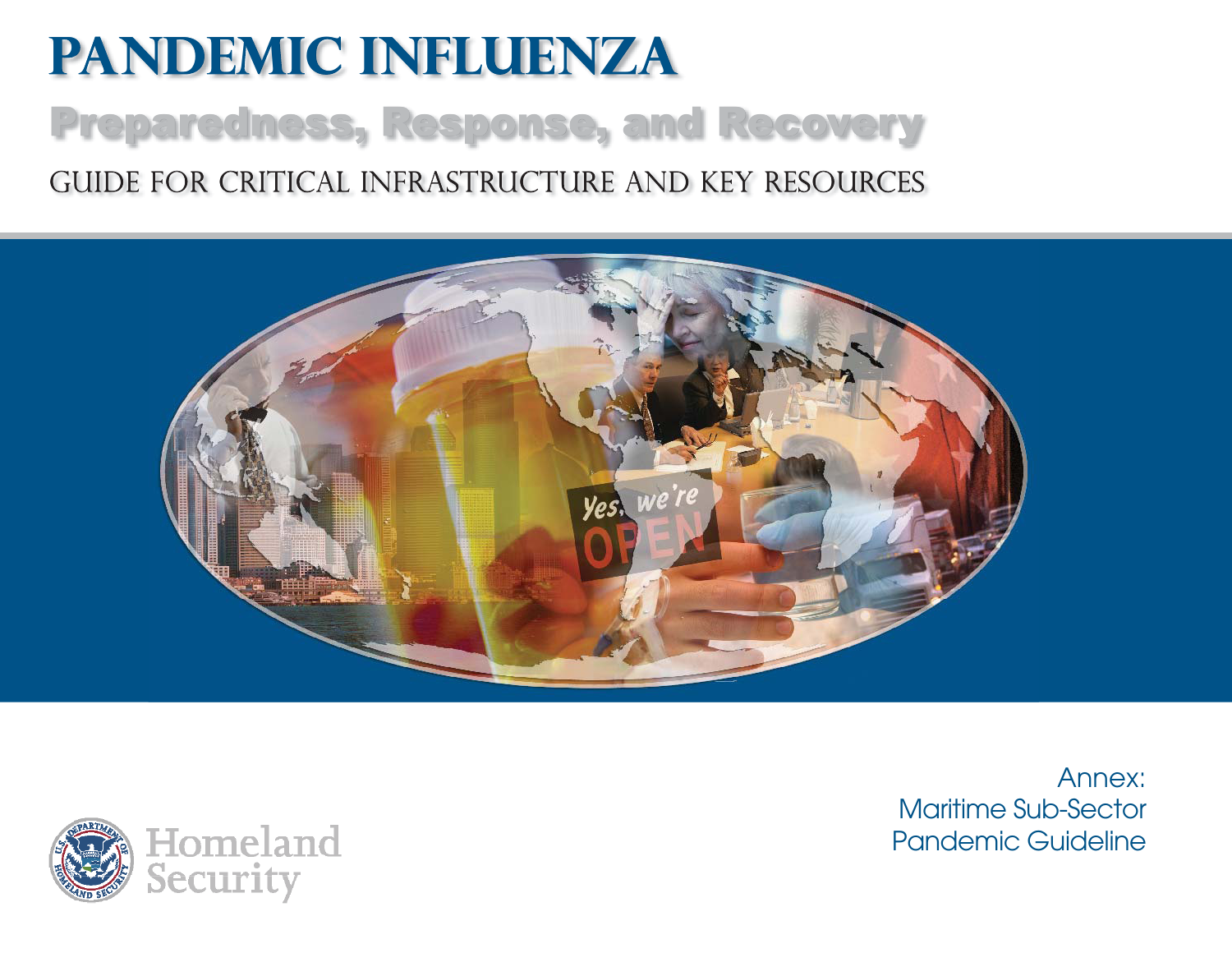# PANDEMIC INFLUENZA

## Preparedness, Response, and Recovery

GUIDE FOR CRITICAL INFRASTRUCTURE AND KEY RESOURCES

Annex:
Maritime Sub-Sector
Pandemic Guideline

Homeland Security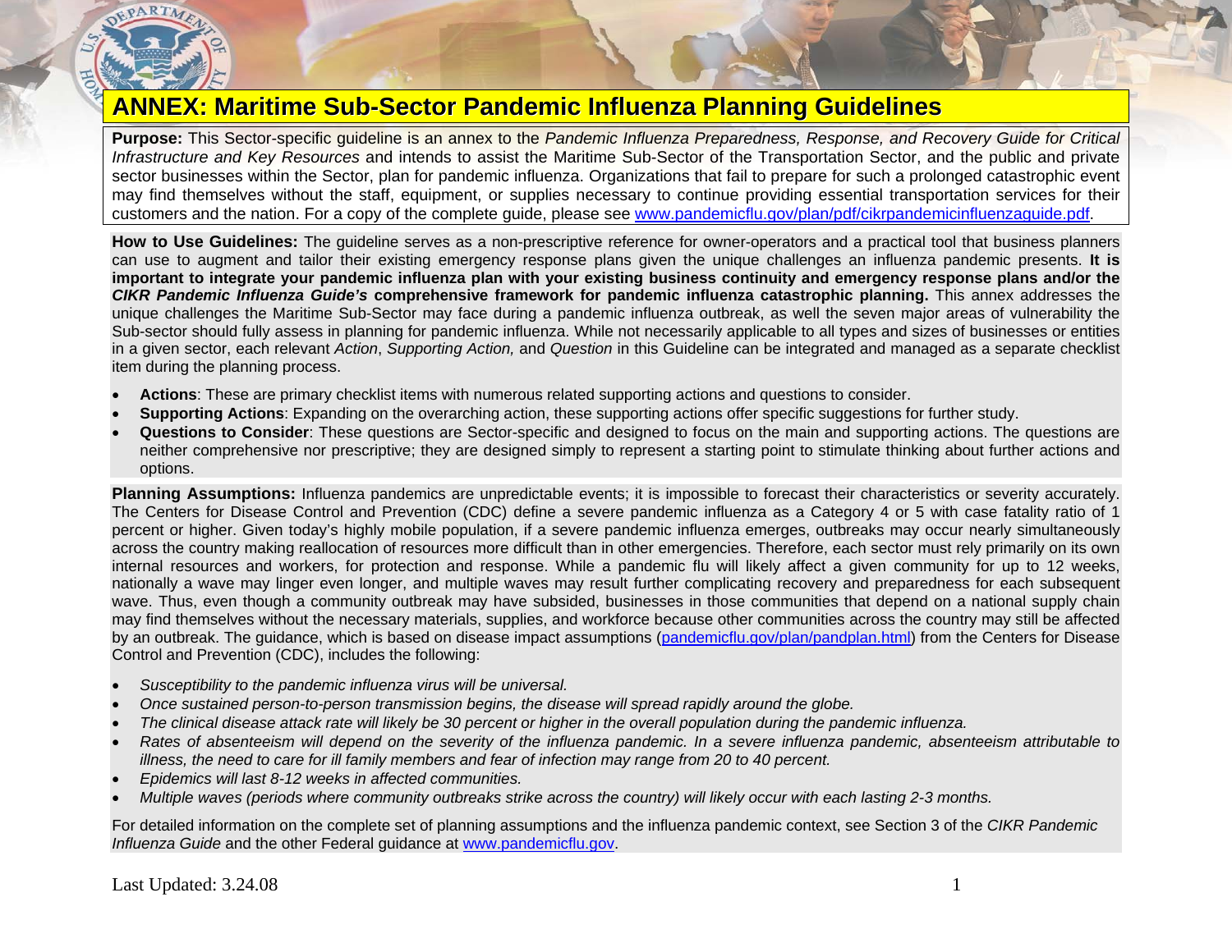# ANNEX: Maritime Sub-Sector Pandemic Influenza Planning Guidelines

**Purpose:** This Sector-specific guideline is an annex to the *Pandemic Influenza Preparedness, Response, and Recovery Guide for Critical Infrastructure and Key Resources* and intends to assist the Maritime Sub-Sector of the Transportation Sector, and the public and private sector businesses within the Sector, plan for pandemic influenza. Organizations that fail to prepare for such a prolonged catastrophic event may find themselves without the staff, equipment, or supplies necessary to continue providing essential transportation services for their customers and the nation. For a copy of the complete guide, please see www.pandemicflu.gov/plan/pdf/cikrpandemicinfluenzaguide.pdf.

**How to Use Guidelines:** The guideline serves as a non-prescriptive reference for owner-operators and a practical tool that business planners can use to augment and tailor their existing emergency response plans given the unique challenges an influenza pandemic presents. **It is important to integrate your pandemic influenza plan with your existing business continuity and emergency response plans and/or the *CIKR Pandemic Influenza Guide's* comprehensive framework for pandemic influenza catastrophic planning.** This annex addresses the unique challenges the Maritime Sub-Sector may face during a pandemic influenza outbreak, as well the seven major areas of vulnerability the Sub-sector should fully assess in planning for pandemic influenza. While not necessarily applicable to all types and sizes of businesses or entities in a given sector, each relevant *Action*, *Supporting Action,* and *Question* in this Guideline can be integrated and managed as a separate checklist item during the planning process.

- **Actions**: These are primary checklist items with numerous related supporting actions and questions to consider.
- **Supporting Actions**: Expanding on the overarching action, these supporting actions offer specific suggestions for further study.
- **Questions to Consider**: These questions are Sector-specific and designed to focus on the main and supporting actions. The questions are neither comprehensive nor prescriptive; they are designed simply to represent a starting point to stimulate thinking about further actions and options.

**Planning Assumptions:** Influenza pandemics are unpredictable events; it is impossible to forecast their characteristics or severity accurately. The Centers for Disease Control and Prevention (CDC) define a severe pandemic influenza as a Category 4 or 5 with case fatality ratio of 1 percent or higher. Given today's highly mobile population, if a severe pandemic influenza emerges, outbreaks may occur nearly simultaneously across the country making reallocation of resources more difficult than in other emergencies. Therefore, each sector must rely primarily on its own internal resources and workers, for protection and response. While a pandemic flu will likely affect a given community for up to 12 weeks, nationally a wave may linger even longer, and multiple waves may result further complicating recovery and preparedness for each subsequent wave. Thus, even though a community outbreak may have subsided, businesses in those communities that depend on a national supply chain may find themselves without the necessary materials, supplies, and workforce because other communities across the country may still be affected by an outbreak. The guidance, which is based on disease impact assumptions (pandemicflu.gov/plan/pandplan.html) from the Centers for Disease Control and Prevention (CDC), includes the following:

- *Susceptibility to the pandemic influenza virus will be universal.*
- *Once sustained person-to-person transmission begins, the disease will spread rapidly around the globe.*
- *The clinical disease attack rate will likely be 30 percent or higher in the overall population during the pandemic influenza.*
- *Rates of absenteeism will depend on the severity of the influenza pandemic. In a severe influenza pandemic, absenteeism attributable to illness, the need to care for ill family members and fear of infection may range from 20 to 40 percent.*
- *Epidemics will last 8-12 weeks in affected communities.*
- *Multiple waves (periods where community outbreaks strike across the country) will likely occur with each lasting 2-3 months.*

For detailed information on the complete set of planning assumptions and the influenza pandemic context, see Section 3 of the *CIKR Pandemic Influenza Guide* and the other Federal guidance at www.pandemicflu.gov.

Last Updated: 3.24.08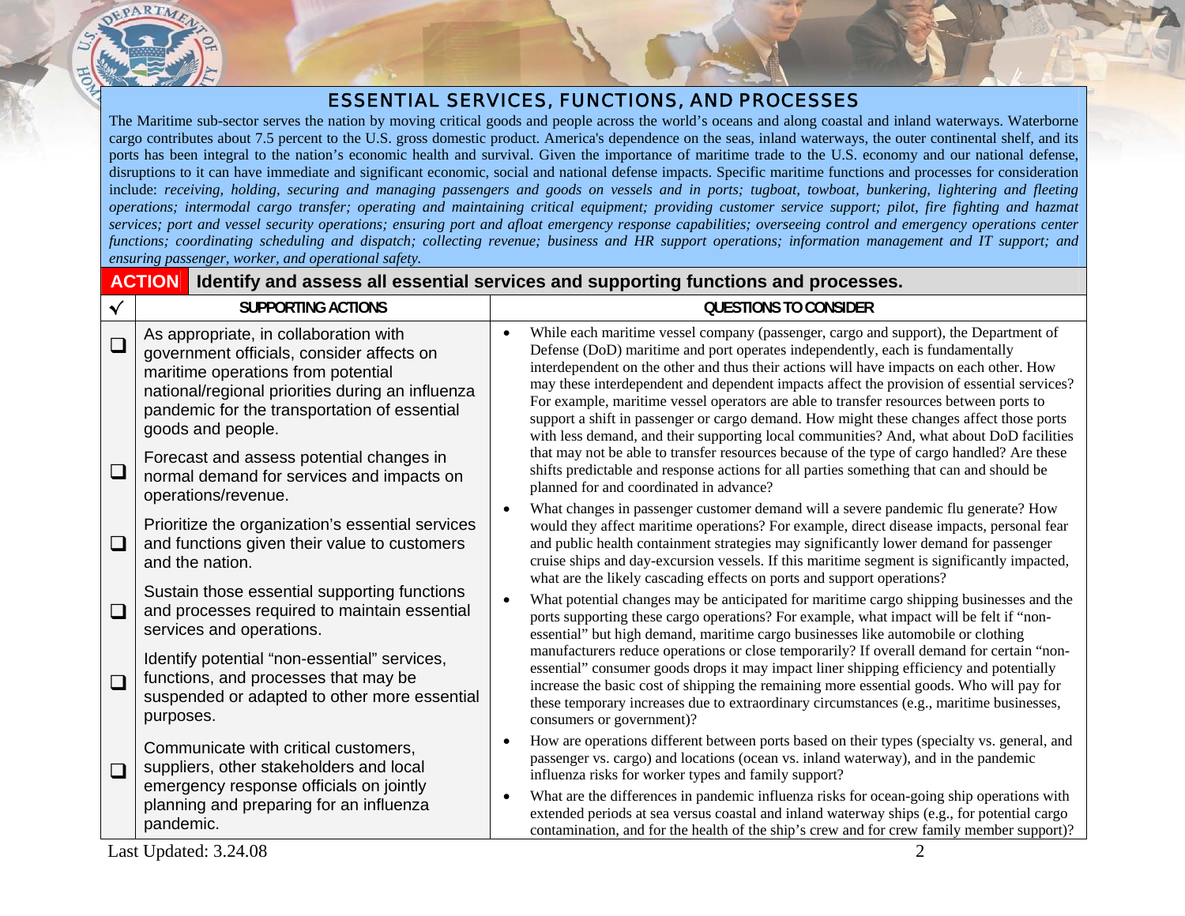## ESSENTIAL SERVICES, FUNCTIONS, AND PROCESSES

The Maritime sub-sector serves the nation by moving critical goods and people across the world's oceans and along coastal and inland waterways. Waterborne cargo contributes about 7.5 percent to the U.S. gross domestic product. America's dependence on the seas, inland waterways, the outer continental shelf, and its ports has been integral to the nation's economic health and survival. Given the importance of maritime trade to the U.S. economy and our national defense, disruptions to it can have immediate and significant economic, social and national defense impacts. Specific maritime functions and processes for consideration include: *receiving, holding, securing and managing passengers and goods on vessels and in ports; tugboat, towboat, bunkering, lightering and fleeting operations; intermodal cargo transfer; operating and maintaining critical equipment; providing customer service support; pilot, fire fighting and hazmat services; port and vessel security operations; ensuring port and afloat emergency response capabilities; overseeing control and emergency operations center functions; coordinating scheduling and dispatch; collecting revenue; business and HR support operations; information management and IT support; and ensuring passenger, worker, and operational safety.*

**ACTION** **Identify and assess all essential services and supporting functions and processes.**

| ✓ | SUPPORTING ACTIONS | QUESTIONS TO CONSIDER |
|---|---|---|
| ❑ | As appropriate, in collaboration with government officials, consider affects on maritime operations from potential national/regional priorities during an influenza pandemic for the transportation of essential goods and people. | • While each maritime vessel company (passenger, cargo and support), the Department of Defense (DoD) maritime and port operates independently, each is fundamentally interdependent on the other and thus their actions will have impacts on each other. How may these interdependent and dependent impacts affect the provision of essential services? For example, maritime vessel operators are able to transfer resources between ports to support a shift in passenger or cargo demand. How might these changes affect those ports with less demand, and their supporting local communities? And, what about DoD facilities that may not be able to transfer resources because of the type of cargo handled? Are these shifts predictable and response actions for all parties something that can and should be planned for and coordinated in advance? |
| ❑ | Forecast and assess potential changes in normal demand for services and impacts on operations/revenue. | • What changes in passenger customer demand will a severe pandemic flu generate? How would they affect maritime operations? For example, direct disease impacts, personal fear and public health containment strategies may significantly lower demand for passenger cruise ships and day-excursion vessels. If this maritime segment is significantly impacted, what are the likely cascading effects on ports and support operations? |
| ❑ | Prioritize the organization's essential services and functions given their value to customers and the nation. | • What potential changes may be anticipated for maritime cargo shipping businesses and the ports supporting these cargo operations? For example, what impact will be felt if "non-essential" but high demand, maritime cargo businesses like automobile or clothing manufacturers reduce operations or close temporarily? If overall demand for certain "non-essential" consumer goods drops it may impact liner shipping efficiency and potentially increase the basic cost of shipping the remaining more essential goods. Who will pay for these temporary increases due to extraordinary circumstances (e.g., maritime businesses, consumers or government)? |
| ❑ | Sustain those essential supporting functions and processes required to maintain essential services and operations. | • How are operations different between ports based on their types (specialty vs. general, and passenger vs. cargo) and locations (ocean vs. inland waterway), and in the pandemic influenza risks for worker types and family support? |
| ❑ | Identify potential "non-essential" services, functions, and processes that may be suspended or adapted to other more essential purposes. | • What are the differences in pandemic influenza risks for ocean-going ship operations with extended periods at sea versus coastal and inland waterway ships (e.g., for potential cargo contamination, and for the health of the ship's crew and for crew family member support)? |
| ❑ | Communicate with critical customers, suppliers, other stakeholders and local emergency response officials on jointly planning and preparing for an influenza pandemic. | |

Last Updated: 3.24.08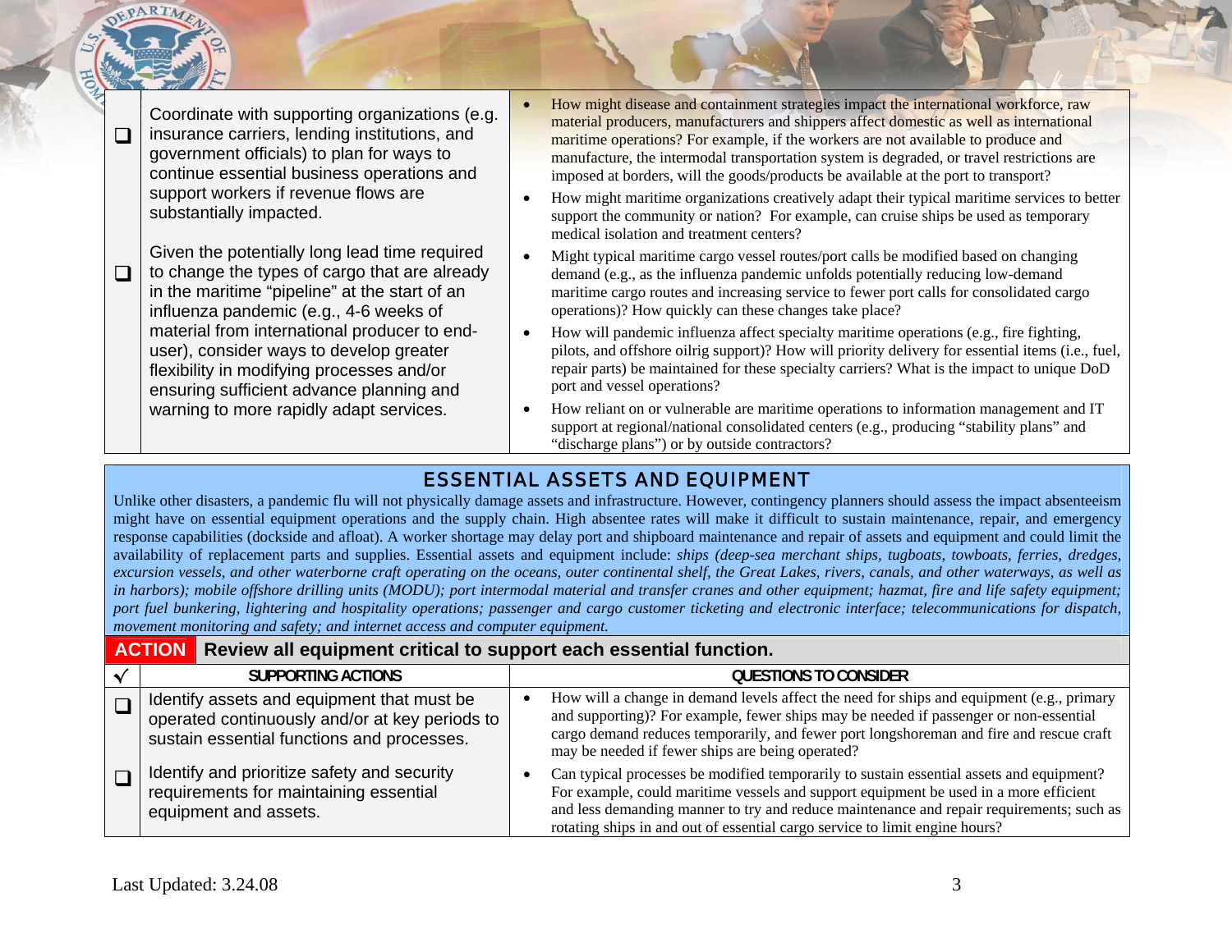| ❑ | Supporting Actions | Questions to Consider |
|---|---|---|
| ❑ | Coordinate with supporting organizations (e.g. insurance carriers, lending institutions, and government officials) to plan for ways to continue essential business operations and support workers if revenue flows are substantially impacted. | • How might disease and containment strategies impact the international workforce, raw material producers, manufacturers and shippers affect domestic as well as international maritime operations? For example, if the workers are not available to produce and manufacture, the intermodal transportation system is degraded, or travel restrictions are imposed at borders, will the goods/products be available at the port to transport?<br>• How might maritime organizations creatively adapt their typical maritime services to better support the community or nation? For example, can cruise ships be used as temporary medical isolation and treatment centers? |
| ❑ | Given the potentially long lead time required to change the types of cargo that are already in the maritime "pipeline" at the start of an influenza pandemic (e.g., 4-6 weeks of material from international producer to end-user), consider ways to develop greater flexibility in modifying processes and/or ensuring sufficient advance planning and warning to more rapidly adapt services. | • Might typical maritime cargo vessel routes/port calls be modified based on changing demand (e.g., as the influenza pandemic unfolds potentially reducing low-demand maritime cargo routes and increasing service to fewer port calls for consolidated cargo operations)? How quickly can these changes take place?<br>• How will pandemic influenza affect specialty maritime operations (e.g., fire fighting, pilots, and offshore oilrig support)? How will priority delivery for essential items (i.e., fuel, repair parts) be maintained for these specialty carriers? What is the impact to unique DoD port and vessel operations?<br>• How reliant on or vulnerable are maritime operations to information management and IT support at regional/national consolidated centers (e.g., producing "stability plans" and "discharge plans") or by outside contractors? |

## ESSENTIAL ASSETS AND EQUIPMENT

Unlike other disasters, a pandemic flu will not physically damage assets and infrastructure. However, contingency planners should assess the impact absenteeism might have on essential equipment operations and the supply chain. High absentee rates will make it difficult to sustain maintenance, repair, and emergency response capabilities (dockside and afloat). A worker shortage may delay port and shipboard maintenance and repair of assets and equipment and could limit the availability of replacement parts and supplies. Essential assets and equipment include: *ships (deep-sea merchant ships, tugboats, towboats, ferries, dredges, excursion vessels, and other waterborne craft operating on the oceans, outer continental shelf, the Great Lakes, rivers, canals, and other waterways, as well as in harbors); mobile offshore drilling units (MODU); port intermodal material and transfer cranes and other equipment; hazmat, fire and life safety equipment; port fuel bunkering, lightering and hospitality operations; passenger and cargo customer ticketing and electronic interface; telecommunications for dispatch, movement monitoring and safety; and internet access and computer equipment.*

**ACTION** **Review all equipment critical to support each essential function.**

| √ | SUPPORTING ACTIONS | QUESTIONS TO CONSIDER |
|---|---|---|
| ❑ | Identify assets and equipment that must be operated continuously and/or at key periods to sustain essential functions and processes. | • How will a change in demand levels affect the need for ships and equipment (e.g., primary and supporting)? For example, fewer ships may be needed if passenger or non-essential cargo demand reduces temporarily, and fewer port longshoreman and fire and rescue craft may be needed if fewer ships are being operated? |
| ❑ | Identify and prioritize safety and security requirements for maintaining essential equipment and assets. | • Can typical processes be modified temporarily to sustain essential assets and equipment? For example, could maritime vessels and support equipment be used in a more efficient and less demanding manner to try and reduce maintenance and repair requirements; such as rotating ships in and out of essential cargo service to limit engine hours? |

Last Updated: 3.24.08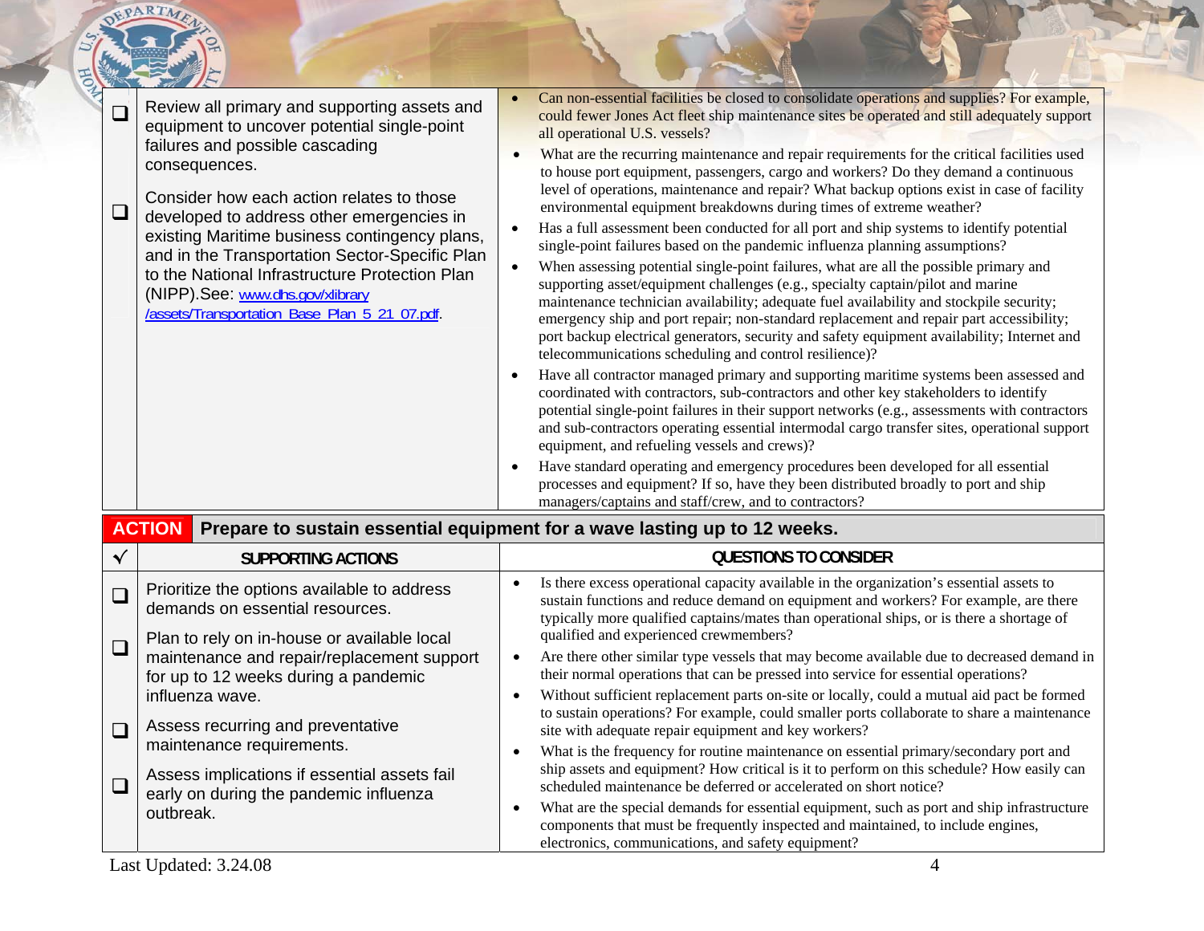| | | |
|---|---|---|
| ❑ | Review all primary and supporting assets and equipment to uncover potential single-point failures and possible cascading consequences. | • Can non-essential facilities be closed to consolidate operations and supplies? For example, could fewer Jones Act fleet ship maintenance sites be operated and still adequately support all operational U.S. vessels?<br>• What are the recurring maintenance and repair requirements for the critical facilities used to house port equipment, passengers, cargo and workers? Do they demand a continuous level of operations, maintenance and repair? What backup options exist in case of facility environmental equipment breakdowns during times of extreme weather?<br>• Has a full assessment been conducted for all port and ship systems to identify potential single-point failures based on the pandemic influenza planning assumptions?<br>• When assessing potential single-point failures, what are all the possible primary and supporting asset/equipment challenges (e.g., specialty captain/pilot and marine maintenance technician availability; adequate fuel availability and stockpile security; emergency ship and port repair; non-standard replacement and repair part accessibility; port backup electrical generators, security and safety equipment availability; Internet and telecommunications scheduling and control resilience)?<br>• Have all contractor managed primary and supporting maritime systems been assessed and coordinated with contractors, sub-contractors and other key stakeholders to identify potential single-point failures in their support networks (e.g., assessments with contractors and sub-contractors operating essential intermodal cargo transfer sites, operational support equipment, and refueling vessels and crews)?<br>• Have standard operating and emergency procedures been developed for all essential processes and equipment? If so, have they been distributed broadly to port and ship managers/captains and staff/crew, and to contractors? |
| ❑ | Consider how each action relates to those developed to address other emergencies in existing Maritime business contingency plans, and in the Transportation Sector-Specific Plan to the National Infrastructure Protection Plan (NIPP).See: www.dhs.gov/xlibrary/assets/Transportation_Base_Plan_5_21_07.pdf. | |

**ACTION** **Prepare to sustain essential equipment for a wave lasting up to 12 weeks.**

| ✓ | SUPPORTING ACTIONS | QUESTIONS TO CONSIDER |
|---|---|---|
| ❑ | Prioritize the options available to address demands on essential resources. | • Is there excess operational capacity available in the organization's essential assets to sustain functions and reduce demand on equipment and workers? For example, are there typically more qualified captains/mates than operational ships, or is there a shortage of qualified and experienced crewmembers?<br>• Are there other similar type vessels that may become available due to decreased demand in their normal operations that can be pressed into service for essential operations?<br>• Without sufficient replacement parts on-site or locally, could a mutual aid pact be formed to sustain operations? For example, could smaller ports collaborate to share a maintenance site with adequate repair equipment and key workers?<br>• What is the frequency for routine maintenance on essential primary/secondary port and ship assets and equipment? How critical is it to perform on this schedule? How easily can scheduled maintenance be deferred or accelerated on short notice?<br>• What are the special demands for essential equipment, such as port and ship infrastructure components that must be frequently inspected and maintained, to include engines, electronics, communications, and safety equipment? |
| ❑ | Plan to rely on in-house or available local maintenance and repair/replacement support for up to 12 weeks during a pandemic influenza wave. | |
| ❑ | Assess recurring and preventative maintenance requirements. | |
| ❑ | Assess implications if essential assets fail early on during the pandemic influenza outbreak. | |

Last Updated: 3.24.08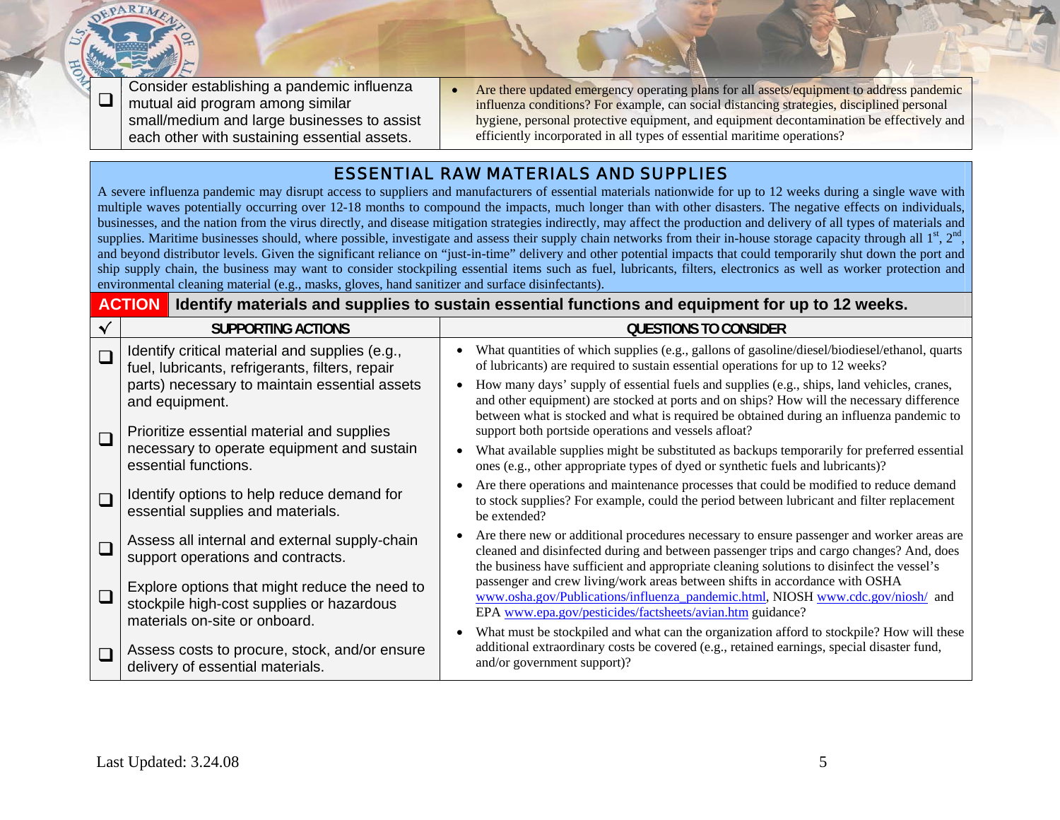| ❑ | Consider establishing a pandemic influenza mutual aid program among similar small/medium and large businesses to assist each other with sustaining essential assets. | • Are there updated emergency operating plans for all assets/equipment to address pandemic influenza conditions? For example, can social distancing strategies, disciplined personal hygiene, personal protective equipment, and equipment decontamination be effectively and efficiently incorporated in all types of essential maritime operations? |
|---|---|---|

## ESSENTIAL RAW MATERIALS AND SUPPLIES

A severe influenza pandemic may disrupt access to suppliers and manufacturers of essential materials nationwide for up to 12 weeks during a single wave with multiple waves potentially occurring over 12-18 months to compound the impacts, much longer than with other disasters. The negative effects on individuals, businesses, and the nation from the virus directly, and disease mitigation strategies indirectly, may affect the production and delivery of all types of materials and supplies. Maritime businesses should, where possible, investigate and assess their supply chain networks from their in-house storage capacity through all 1st, 2nd, and beyond distributor levels. Given the significant reliance on "just-in-time" delivery and other potential impacts that could temporarily shut down the port and ship supply chain, the business may want to consider stockpiling essential items such as fuel, lubricants, filters, electronics as well as worker protection and environmental cleaning material (e.g., masks, gloves, hand sanitizer and surface disinfectants).

**ACTION** **Identify materials and supplies to sustain essential functions and equipment for up to 12 weeks.**

| √ | SUPPORTING ACTIONS | QUESTIONS TO CONSIDER |
|---|---|---|
| ❑ | Identify critical material and supplies (e.g., fuel, lubricants, refrigerants, filters, repair parts) necessary to maintain essential assets and equipment. | • What quantities of which supplies (e.g., gallons of gasoline/diesel/biodiesel/ethanol, quarts of lubricants) are required to sustain essential operations for up to 12 weeks?<br>• How many days' supply of essential fuels and supplies (e.g., ships, land vehicles, cranes, and other equipment) are stocked at ports and on ships? How will the necessary difference between what is stocked and what is required be obtained during an influenza pandemic to support both portside operations and vessels afloat? |
| ❑ | Prioritize essential material and supplies necessary to operate equipment and sustain essential functions. | • What available supplies might be substituted as backups temporarily for preferred essential ones (e.g., other appropriate types of dyed or synthetic fuels and lubricants)? |
| ❑ | Identify options to help reduce demand for essential supplies and materials. | • Are there operations and maintenance processes that could be modified to reduce demand to stock supplies? For example, could the period between lubricant and filter replacement be extended? |
| ❑ | Assess all internal and external supply-chain support operations and contracts. | • Are there new or additional procedures necessary to ensure passenger and worker areas are cleaned and disinfected during and between passenger trips and cargo changes? And, does the business have sufficient and appropriate cleaning solutions to disinfect the vessel's passenger and crew living/work areas between shifts in accordance with OSHA www.osha.gov/Publications/influenza_pandemic.html, NIOSH www.cdc.gov/niosh/ and EPA www.epa.gov/pesticides/factsheets/avian.htm guidance? |
| ❑ | Explore options that might reduce the need to stockpile high-cost supplies or hazardous materials on-site or onboard. | |
| ❑ | Assess costs to procure, stock, and/or ensure delivery of essential materials. | • What must be stockpiled and what can the organization afford to stockpile? How will these additional extraordinary costs be covered (e.g., retained earnings, special disaster fund, and/or government support)? |

Last Updated: 3.24.08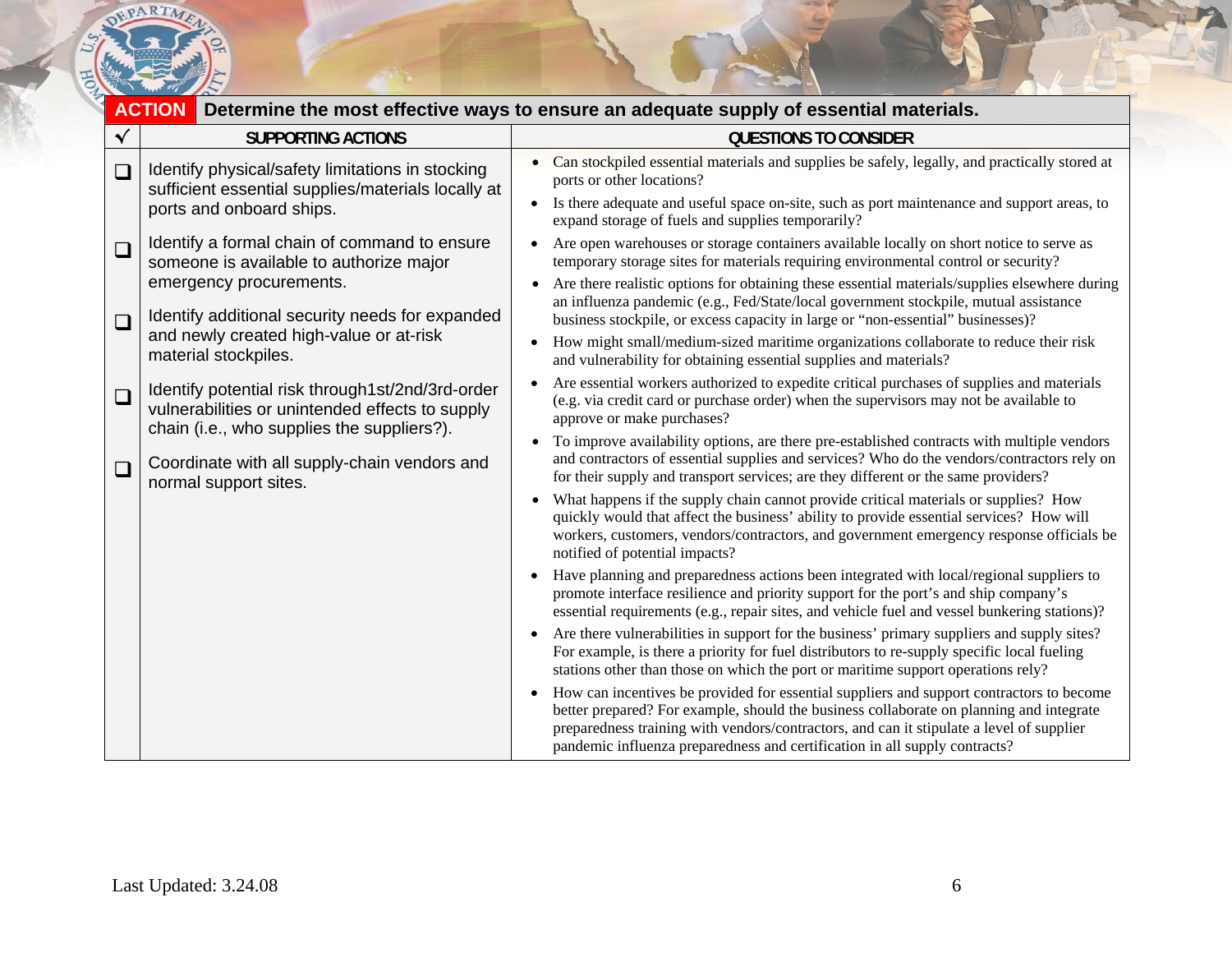**ACTION** **Determine the most effective ways to ensure an adequate supply of essential materials.**

| √ | SUPPORTING ACTIONS | QUESTIONS TO CONSIDER |
|---|---|---|
| ❑ | Identify physical/safety limitations in stocking sufficient essential supplies/materials locally at ports and onboard ships. | • Can stockpiled essential materials and supplies be safely, legally, and practically stored at ports or other locations?<br>• Is there adequate and useful space on-site, such as port maintenance and support areas, to expand storage of fuels and supplies temporarily?<br>• Are open warehouses or storage containers available locally on short notice to serve as temporary storage sites for materials requiring environmental control or security? |
| ❑ | Identify a formal chain of command to ensure someone is available to authorize major emergency procurements. | • Are there realistic options for obtaining these essential materials/supplies elsewhere during an influenza pandemic (e.g., Fed/State/local government stockpile, mutual assistance business stockpile, or excess capacity in large or "non-essential" businesses)?<br>• How might small/medium-sized maritime organizations collaborate to reduce their risk and vulnerability for obtaining essential supplies and materials? |
| ❑ | Identify additional security needs for expanded and newly created high-value or at-risk material stockpiles. | • Are essential workers authorized to expedite critical purchases of supplies and materials (e.g. via credit card or purchase order) when the supervisors may not be available to approve or make purchases? |
| ❑ | Identify potential risk through1st/2nd/3rd-order vulnerabilities or unintended effects to supply chain (i.e., who supplies the suppliers?). | • To improve availability options, are there pre-established contracts with multiple vendors and contractors of essential supplies and services? Who do the vendors/contractors rely on for their supply and transport services; are they different or the same providers?<br>• What happens if the supply chain cannot provide critical materials or supplies? How quickly would that affect the business' ability to provide essential services? How will workers, customers, vendors/contractors, and government emergency response officials be notified of potential impacts? |
| ❑ | Coordinate with all supply-chain vendors and normal support sites. | • Have planning and preparedness actions been integrated with local/regional suppliers to promote interface resilience and priority support for the port's and ship company's essential requirements (e.g., repair sites, and vehicle fuel and vessel bunkering stations)?<br>• Are there vulnerabilities in support for the business' primary suppliers and supply sites? For example, is there a priority for fuel distributors to re-supply specific local fueling stations other than those on which the port or maritime support operations rely?<br>• How can incentives be provided for essential suppliers and support contractors to become better prepared? For example, should the business collaborate on planning and integrate preparedness training with vendors/contractors, and can it stipulate a level of supplier pandemic influenza preparedness and certification in all supply contracts? |

Last Updated: 3.24.08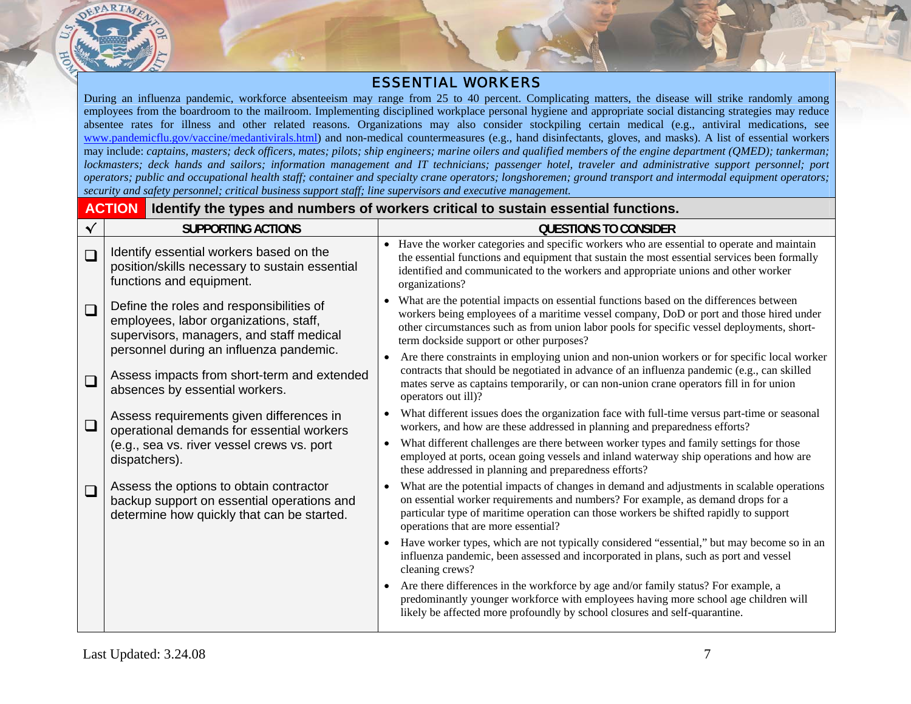## ESSENTIAL WORKERS

During an influenza pandemic, workforce absenteeism may range from 25 to 40 percent. Complicating matters, the disease will strike randomly among employees from the boardroom to the mailroom. Implementing disciplined workplace personal hygiene and appropriate social distancing strategies may reduce absentee rates for illness and other related reasons. Organizations may also consider stockpiling certain medical (e.g., antiviral medications, see www.pandemicflu.gov/vaccine/medantivirals.html) and non-medical countermeasures (e.g., hand disinfectants, gloves, and masks). A list of essential workers may include: *captains, masters; deck officers, mates; pilots; ship engineers; marine oilers and qualified members of the engine department (QMED); tankerman; lockmasters; deck hands and sailors; information management and IT technicians; passenger hotel, traveler and administrative support personnel; port operators; public and occupational health staff; container and specialty crane operators; longshoremen; ground transport and intermodal equipment operators; security and safety personnel; critical business support staff; line supervisors and executive management.*

**ACTION** **Identify the types and numbers of workers critical to sustain essential functions.**

| √ | SUPPORTING ACTIONS | QUESTIONS TO CONSIDER |
|---|---|---|
| ❑ | Identify essential workers based on the position/skills necessary to sustain essential functions and equipment. | • Have the worker categories and specific workers who are essential to operate and maintain the essential functions and equipment that sustain the most essential services been formally identified and communicated to the workers and appropriate unions and other worker organizations? |
| ❑ | Define the roles and responsibilities of employees, labor organizations, staff, supervisors, managers, and staff medical personnel during an influenza pandemic. | • What are the potential impacts on essential functions based on the differences between workers being employees of a maritime vessel company, DoD or port and those hired under other circumstances such as from union labor pools for specific vessel deployments, short-term dockside support or other purposes? |
| ❑ | Assess impacts from short-term and extended absences by essential workers. | • Are there constraints in employing union and non-union workers or for specific local worker contracts that should be negotiated in advance of an influenza pandemic (e.g., can skilled mates serve as captains temporarily, or can non-union crane operators fill in for union operators out ill)? |
| ❑ | Assess requirements given differences in operational demands for essential workers (e.g., sea vs. river vessel crews vs. port dispatchers). | • What different issues does the organization face with full-time versus part-time or seasonal workers, and how are these addressed in planning and preparedness efforts?<br>• What different challenges are there between worker types and family settings for those employed at ports, ocean going vessels and inland waterway ship operations and how are these addressed in planning and preparedness efforts? |
| ❑ | Assess the options to obtain contractor backup support on essential operations and determine how quickly that can be started. | • What are the potential impacts of changes in demand and adjustments in scalable operations on essential worker requirements and numbers? For example, as demand drops for a particular type of maritime operation can those workers be shifted rapidly to support operations that are more essential?<br>• Have worker types, which are not typically considered "essential," but may become so in an influenza pandemic, been assessed and incorporated in plans, such as port and vessel cleaning crews?<br>• Are there differences in the workforce by age and/or family status? For example, a predominantly younger workforce with employees having more school age children will likely be affected more profoundly by school closures and self-quarantine. |

Last Updated: 3.24.08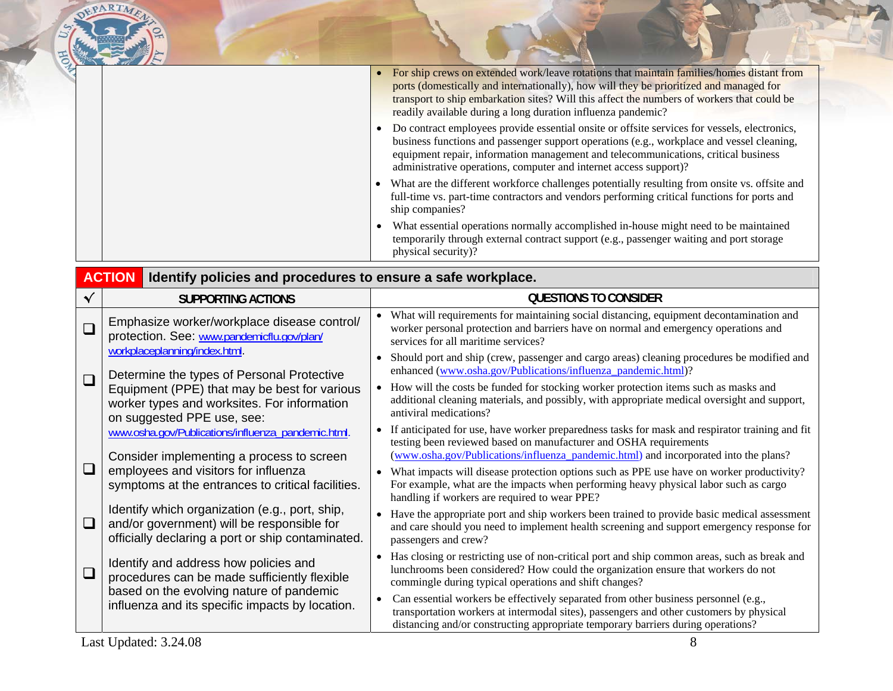| | | |
|---|---|---|
| | | • For ship crews on extended work/leave rotations that maintain families/homes distant from ports (domestically and internationally), how will they be prioritized and managed for transport to ship embarkation sites? Will this affect the numbers of workers that could be readily available during a long duration influenza pandemic?<br>• Do contract employees provide essential onsite or offsite services for vessels, electronics, business functions and passenger support operations (e.g., workplace and vessel cleaning, equipment repair, information management and telecommunications, critical business administrative operations, computer and internet access support)?<br>• What are the different workforce challenges potentially resulting from onsite vs. offsite and full-time vs. part-time contractors and vendors performing critical functions for ports and ship companies?<br>• What essential operations normally accomplished in-house might need to be maintained temporarily through external contract support (e.g., passenger waiting and port storage physical security)? |

**ACTION** Identify policies and procedures to ensure a safe workplace.

| √ | SUPPORTING ACTIONS | QUESTIONS TO CONSIDER |
|---|---|---|
| ❑<br>❑<br>❑<br>❑<br>❑ | Emphasize worker/workplace disease control/ protection. See: www.pandemicflu.gov/plan/workplaceplanning/index.html.<br><br>Determine the types of Personal Protective Equipment (PPE) that may be best for various worker types and worksites. For information on suggested PPE use, see: www.osha.gov/Publications/influenza_pandemic.html.<br><br>Consider implementing a process to screen employees and visitors for influenza symptoms at the entrances to critical facilities.<br><br>Identify which organization (e.g., port, ship, and/or government) will be responsible for officially declaring a port or ship contaminated.<br><br>Identify and address how policies and procedures can be made sufficiently flexible based on the evolving nature of pandemic influenza and its specific impacts by location. | • What will requirements for maintaining social distancing, equipment decontamination and worker personal protection and barriers have on normal and emergency operations and services for all maritime services?<br>• Should port and ship (crew, passenger and cargo areas) cleaning procedures be modified and enhanced (www.osha.gov/Publications/influenza_pandemic.html)?<br>• How will the costs be funded for stocking worker protection items such as masks and additional cleaning materials, and possibly, with appropriate medical oversight and support, antiviral medications?<br>• If anticipated for use, have worker preparedness tasks for mask and respirator training and fit testing been reviewed based on manufacturer and OSHA requirements (www.osha.gov/Publications/influenza_pandemic.html) and incorporated into the plans?<br>• What impacts will disease protection options such as PPE use have on worker productivity? For example, what are the impacts when performing heavy physical labor such as cargo handling if workers are required to wear PPE?<br>• Have the appropriate port and ship workers been trained to provide basic medical assessment and care should you need to implement health screening and support emergency response for passengers and crew?<br>• Has closing or restricting use of non-critical port and ship common areas, such as break and lunchrooms been considered? How could the organization ensure that workers do not commingle during typical operations and shift changes?<br>• Can essential workers be effectively separated from other business personnel (e.g., transportation workers at intermodal sites), passengers and other customers by physical distancing and/or constructing appropriate temporary barriers during operations? |

Last Updated: 3.24.08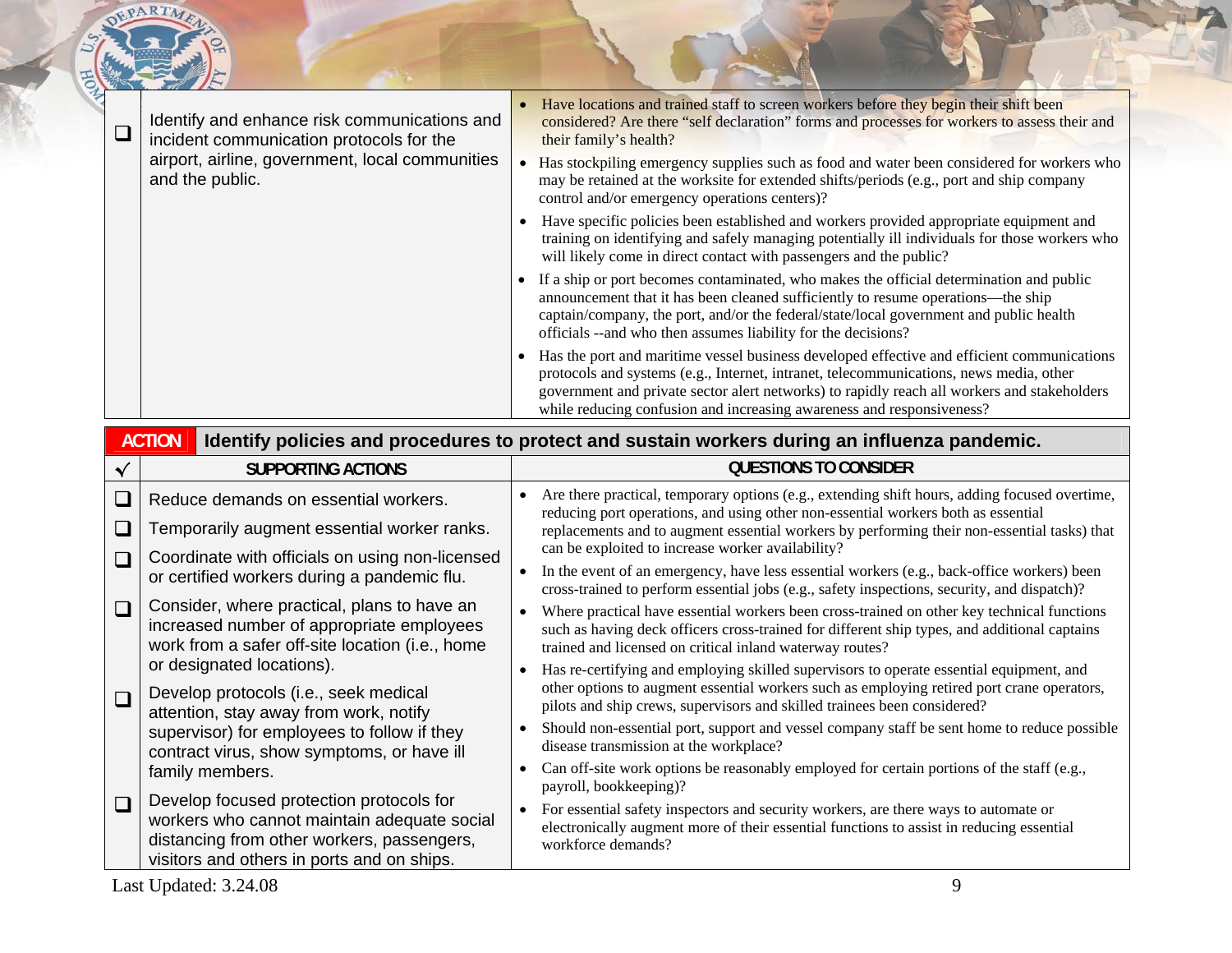| ✓ | Supporting Actions | Questions to Consider |
|---|---|---|
| ❑ | Identify and enhance risk communications and incident communication protocols for the airport, airline, government, local communities and the public. | • Have locations and trained staff to screen workers before they begin their shift been considered? Are there "self declaration" forms and processes for workers to assess their and their family's health?<br>• Has stockpiling emergency supplies such as food and water been considered for workers who may be retained at the worksite for extended shifts/periods (e.g., port and ship company control and/or emergency operations centers)?<br>• Have specific policies been established and workers provided appropriate equipment and training on identifying and safely managing potentially ill individuals for those workers who will likely come in direct contact with passengers and the public?<br>• If a ship or port becomes contaminated, who makes the official determination and public announcement that it has been cleaned sufficiently to resume operations—the ship captain/company, the port, and/or the federal/state/local government and public health officials --and who then assumes liability for the decisions?<br>• Has the port and maritime vessel business developed effective and efficient communications protocols and systems (e.g., Internet, intranet, telecommunications, news media, other government and private sector alert networks) to rapidly reach all workers and stakeholders while reducing confusion and increasing awareness and responsiveness? |

**ACTION** Identify policies and procedures to protect and sustain workers during an influenza pandemic.

| ✓ | SUPPORTING ACTIONS | QUESTIONS TO CONSIDER |
|---|---|---|
| ❑ | Reduce demands on essential workers. | • Are there practical, temporary options (e.g., extending shift hours, adding focused overtime, reducing port operations, and using other non-essential workers both as essential replacements and to augment essential workers by performing their non-essential tasks) that can be exploited to increase worker availability?<br>• In the event of an emergency, have less essential workers (e.g., back-office workers) been cross-trained to perform essential jobs (e.g., safety inspections, security, and dispatch)?<br>• Where practical have essential workers been cross-trained on other key technical functions such as having deck officers cross-trained for different ship types, and additional captains trained and licensed on critical inland waterway routes?<br>• Has re-certifying and employing skilled supervisors to operate essential equipment, and other options to augment essential workers such as employing retired port crane operators, pilots and ship crews, supervisors and skilled trainees been considered?<br>• Should non-essential port, support and vessel company staff be sent home to reduce possible disease transmission at the workplace?<br>• Can off-site work options be reasonably employed for certain portions of the staff (e.g., payroll, bookkeeping)?<br>• For essential safety inspectors and security workers, are there ways to automate or electronically augment more of their essential functions to assist in reducing essential workforce demands? |
| ❑ | Temporarily augment essential worker ranks. | |
| ❑ | Coordinate with officials on using non-licensed or certified workers during a pandemic flu. | |
| ❑ | Consider, where practical, plans to have an increased number of appropriate employees work from a safer off-site location (i.e., home or designated locations). | |
| ❑ | Develop protocols (i.e., seek medical attention, stay away from work, notify supervisor) for employees to follow if they contract virus, show symptoms, or have ill family members. | |
| ❑ | Develop focused protection protocols for workers who cannot maintain adequate social distancing from other workers, passengers, visitors and others in ports and on ships. | |

Last Updated: 3.24.08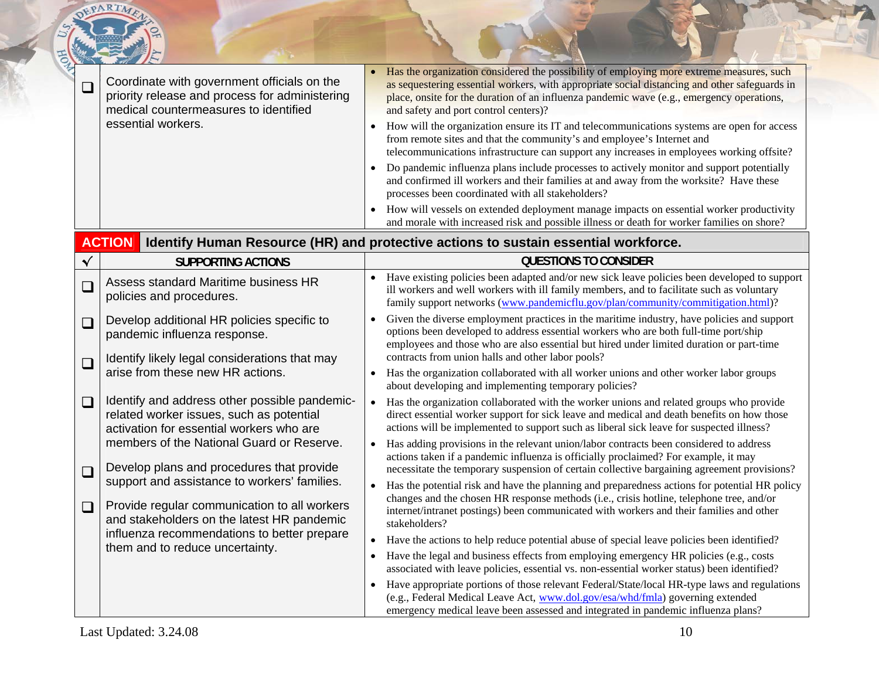| ❑ | Coordinate with government officials on the priority release and process for administering medical countermeasures to identified essential workers. | • Has the organization considered the possibility of employing more extreme measures, such as sequestering essential workers, with appropriate social distancing and other safeguards in place, onsite for the duration of an influenza pandemic wave (e.g., emergency operations, and safety and port control centers)?<br>• How will the organization ensure its IT and telecommunications systems are open for access from remote sites and that the community's and employee's Internet and telecommunications infrastructure can support any increases in employees working offsite?<br>• Do pandemic influenza plans include processes to actively monitor and support potentially and confirmed ill workers and their families at and away from the worksite? Have these processes been coordinated with all stakeholders?<br>• How will vessels on extended deployment manage impacts on essential worker productivity and morale with increased risk and possible illness or death for worker families on shore? |
|---|---|---|

**ACTION** **Identify Human Resource (HR) and protective actions to sustain essential workforce.**

| √ | SUPPORTING ACTIONS | QUESTIONS TO CONSIDER |
|---|---|---|
| ❑ | Assess standard Maritime business HR policies and procedures. | • Have existing policies been adapted and/or new sick leave policies been developed to support ill workers and well workers with ill family members, and to facilitate such as voluntary family support networks (www.pandemicflu.gov/plan/community/commitigation.html)? |
| ❑ | Develop additional HR policies specific to pandemic influenza response. | • Given the diverse employment practices in the maritime industry, have policies and support options been developed to address essential workers who are both full-time port/ship employees and those who are also essential but hired under limited duration or part-time contracts from union halls and other labor pools? |
| ❑ | Identify likely legal considerations that may arise from these new HR actions. | • Has the organization collaborated with all worker unions and other worker labor groups about developing and implementing temporary policies? |
| ❑ | Identify and address other possible pandemic-related worker issues, such as potential activation for essential workers who are members of the National Guard or Reserve. | • Has the organization collaborated with the worker unions and related groups who provide direct essential worker support for sick leave and medical and death benefits on how those actions will be implemented to support such as liberal sick leave for suspected illness?<br>• Has adding provisions in the relevant union/labor contracts been considered to address actions taken if a pandemic influenza is officially proclaimed? For example, it may necessitate the temporary suspension of certain collective bargaining agreement provisions? |
| ❑ | Develop plans and procedures that provide support and assistance to workers' families. | • Has the potential risk and have the planning and preparedness actions for potential HR policy changes and the chosen HR response methods (i.e., crisis hotline, telephone tree, and/or internet/intranet postings) been communicated with workers and their families and other stakeholders? |
| ❑ | Provide regular communication to all workers and stakeholders on the latest HR pandemic influenza recommendations to better prepare them and to reduce uncertainty. | • Have the actions to help reduce potential abuse of special leave policies been identified?<br>• Have the legal and business effects from employing emergency HR policies (e.g., costs associated with leave policies, essential vs. non-essential worker status) been identified?<br>• Have appropriate portions of those relevant Federal/State/local HR-type laws and regulations (e.g., Federal Medical Leave Act, www.dol.gov/esa/whd/fmla) governing extended emergency medical leave been assessed and integrated in pandemic influenza plans? |

Last Updated: 3.24.08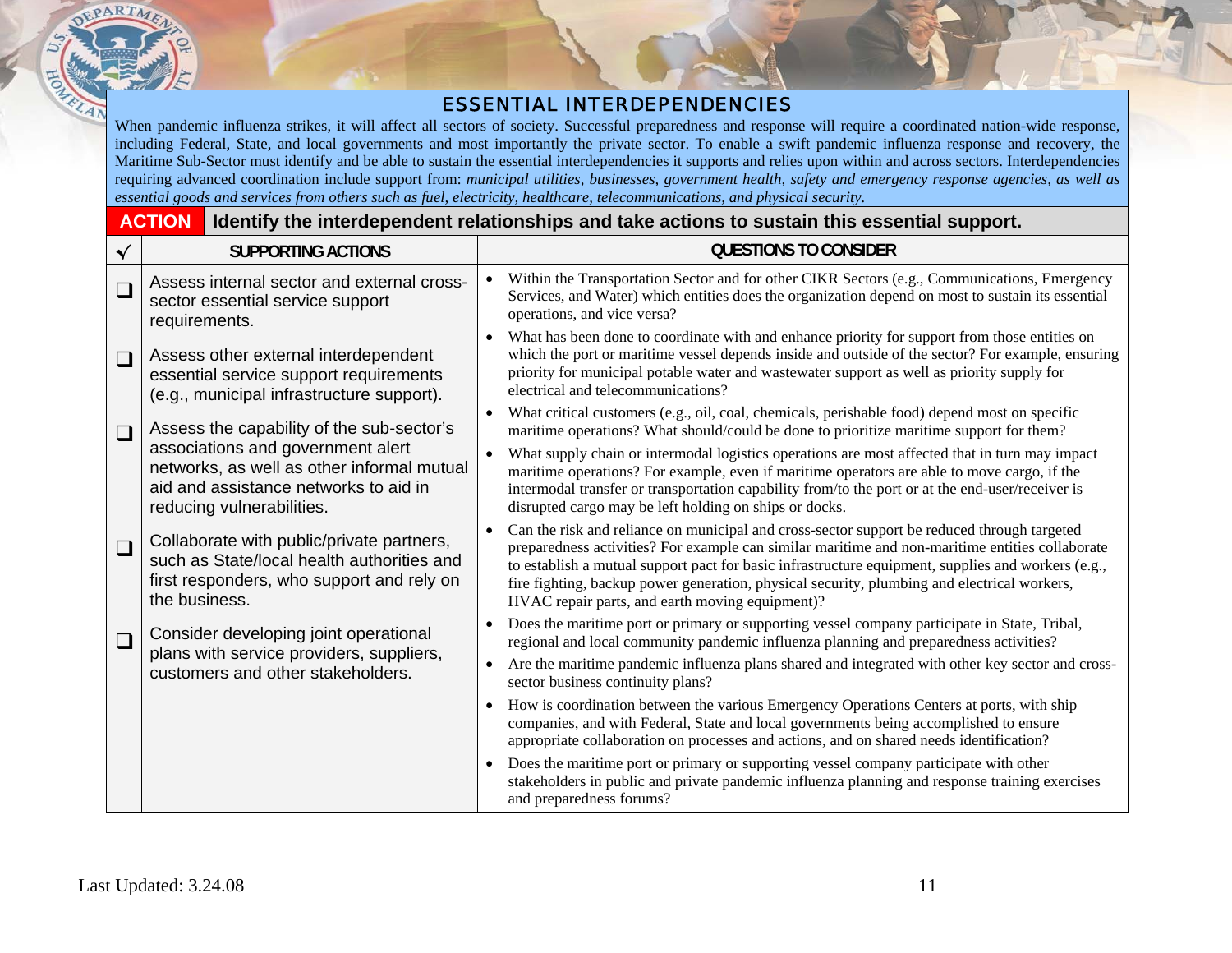## ESSENTIAL INTERDEPENDENCIES

When pandemic influenza strikes, it will affect all sectors of society. Successful preparedness and response will require a coordinated nation-wide response, including Federal, State, and local governments and most importantly the private sector. To enable a swift pandemic influenza response and recovery, the Maritime Sub-Sector must identify and be able to sustain the essential interdependencies it supports and relies upon within and across sectors. Interdependencies requiring advanced coordination include support from: *municipal utilities, businesses, government health, safety and emergency response agencies, as well as essential goods and services from others such as fuel, electricity, healthcare, telecommunications, and physical security.*

**ACTION** **Identify the interdependent relationships and take actions to sustain this essential support.**

| √ | SUPPORTING ACTIONS | QUESTIONS TO CONSIDER |
|---|---|---|
| ❑ | Assess internal sector and external cross-sector essential service support requirements. | • Within the Transportation Sector and for other CIKR Sectors (e.g., Communications, Emergency Services, and Water) which entities does the organization depend on most to sustain its essential operations, and vice versa? |
| ❑ | Assess other external interdependent essential service support requirements (e.g., municipal infrastructure support). | • What has been done to coordinate with and enhance priority for support from those entities on which the port or maritime vessel depends inside and outside of the sector? For example, ensuring priority for municipal potable water and wastewater support as well as priority supply for electrical and telecommunications? |
| ❑ | Assess the capability of the sub-sector's associations and government alert networks, as well as other informal mutual aid and assistance networks to aid in reducing vulnerabilities. | • What critical customers (e.g., oil, coal, chemicals, perishable food) depend most on specific maritime operations? What should/could be done to prioritize maritime support for them?<br>• What supply chain or intermodal logistics operations are most affected that in turn may impact maritime operations? For example, even if maritime operators are able to move cargo, if the intermodal transfer or transportation capability from/to the port or at the end-user/receiver is disrupted cargo may be left holding on ships or docks. |
| ❑ | Collaborate with public/private partners, such as State/local health authorities and first responders, who support and rely on the business. | • Can the risk and reliance on municipal and cross-sector support be reduced through targeted preparedness activities? For example can similar maritime and non-maritime entities collaborate to establish a mutual support pact for basic infrastructure equipment, supplies and workers (e.g., fire fighting, backup power generation, physical security, plumbing and electrical workers, HVAC repair parts, and earth moving equipment)? |
| ❑ | Consider developing joint operational plans with service providers, suppliers, customers and other stakeholders. | • Does the maritime port or primary or supporting vessel company participate in State, Tribal, regional and local community pandemic influenza planning and preparedness activities?<br>• Are the maritime pandemic influenza plans shared and integrated with other key sector and cross-sector business continuity plans?<br>• How is coordination between the various Emergency Operations Centers at ports, with ship companies, and with Federal, State and local governments being accomplished to ensure appropriate collaboration on processes and actions, and on shared needs identification?<br>• Does the maritime port or primary or supporting vessel company participate with other stakeholders in public and private pandemic influenza planning and response training exercises and preparedness forums? |

Last Updated: 3.24.08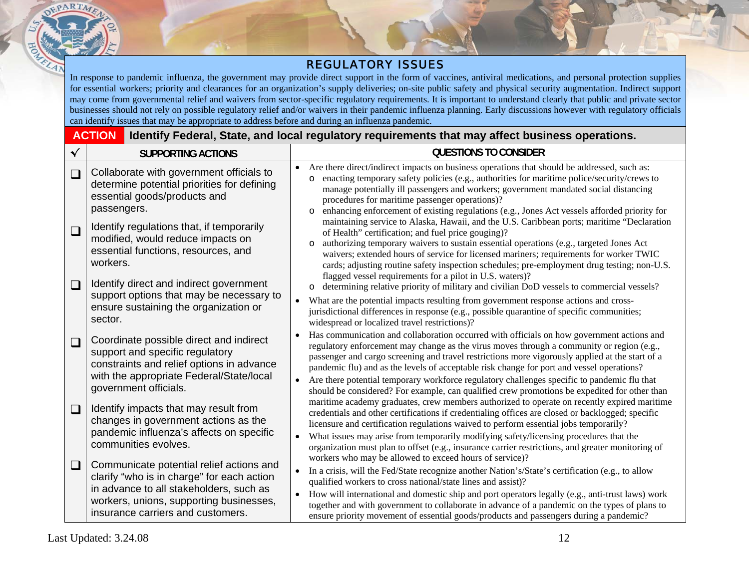# REGULATORY ISSUES

In response to pandemic influenza, the government may provide direct support in the form of vaccines, antiviral medications, and personal protection supplies for essential workers; priority and clearances for an organization's supply deliveries; on-site public safety and physical security augmentation. Indirect support may come from governmental relief and waivers from sector-specific regulatory requirements. It is important to understand clearly that public and private sector businesses should not rely on possible regulatory relief and/or waivers in their pandemic influenza planning. Early discussions however with regulatory officials can identify issues that may be appropriate to address before and during an influenza pandemic.

**ACTION** Identify Federal, State, and local regulatory requirements that may affect business operations.

| ✓ | SUPPORTING ACTIONS |
|---|---|
| ❑ | Collaborate with government officials to determine potential priorities for defining essential goods/products and passengers. |
| ❑ | Identify regulations that, if temporarily modified, would reduce impacts on essential functions, resources, and workers. |
| ❑ | Identify direct and indirect government support options that may be necessary to ensure sustaining the organization or sector. |
| ❑ | Coordinate possible direct and indirect support and specific regulatory constraints and relief options in advance with the appropriate Federal/State/local government officials. |
| ❑ | Identify impacts that may result from changes in government actions as the pandemic influenza's affects on specific communities evolves. |
| ❑ | Communicate potential relief actions and clarify "who is in charge" for each action in advance to all stakeholders, such as workers, unions, supporting businesses, insurance carriers and customers. |

**QUESTIONS TO CONSIDER**

- Are there direct/indirect impacts on business operations that should be addressed, such as:
  - enacting temporary safety policies (e.g., authorities for maritime police/security/crews to manage potentially ill passengers and workers; government mandated social distancing procedures for maritime passenger operations)?
  - enhancing enforcement of existing regulations (e.g., Jones Act vessels afforded priority for maintaining service to Alaska, Hawaii, and the U.S. Caribbean ports; maritime "Declaration of Health" certification; and fuel price gouging)?
  - authorizing temporary waivers to sustain essential operations (e.g., targeted Jones Act waivers; extended hours of service for licensed mariners; requirements for worker TWIC cards; adjusting routine safety inspection schedules; pre-employment drug testing; non-U.S. flagged vessel requirements for a pilot in U.S. waters)?
  - determining relative priority of military and civilian DoD vessels to commercial vessels?
- What are the potential impacts resulting from government response actions and cross-jurisdictional differences in response (e.g., possible quarantine of specific communities; widespread or localized travel restrictions)?
- Has communication and collaboration occurred with officials on how government actions and regulatory enforcement may change as the virus moves through a community or region (e.g., passenger and cargo screening and travel restrictions more vigorously applied at the start of a pandemic flu) and as the levels of acceptable risk change for port and vessel operations?
- Are there potential temporary workforce regulatory challenges specific to pandemic flu that should be considered? For example, can qualified crew promotions be expedited for other than maritime academy graduates, crew members authorized to operate on recently expired maritime credentials and other certifications if credentialing offices are closed or backlogged; specific licensure and certification regulations waived to perform essential jobs temporarily?
- What issues may arise from temporarily modifying safety/licensing procedures that the organization must plan to offset (e.g., insurance carrier restrictions, and greater monitoring of workers who may be allowed to exceed hours of service)?
- In a crisis, will the Fed/State recognize another Nation's/State's certification (e.g., to allow qualified workers to cross national/state lines and assist)?
- How will international and domestic ship and port operators legally (e.g., anti-trust laws) work together and with government to collaborate in advance of a pandemic on the types of plans to ensure priority movement of essential goods/products and passengers during a pandemic?

Last Updated: 3.24.08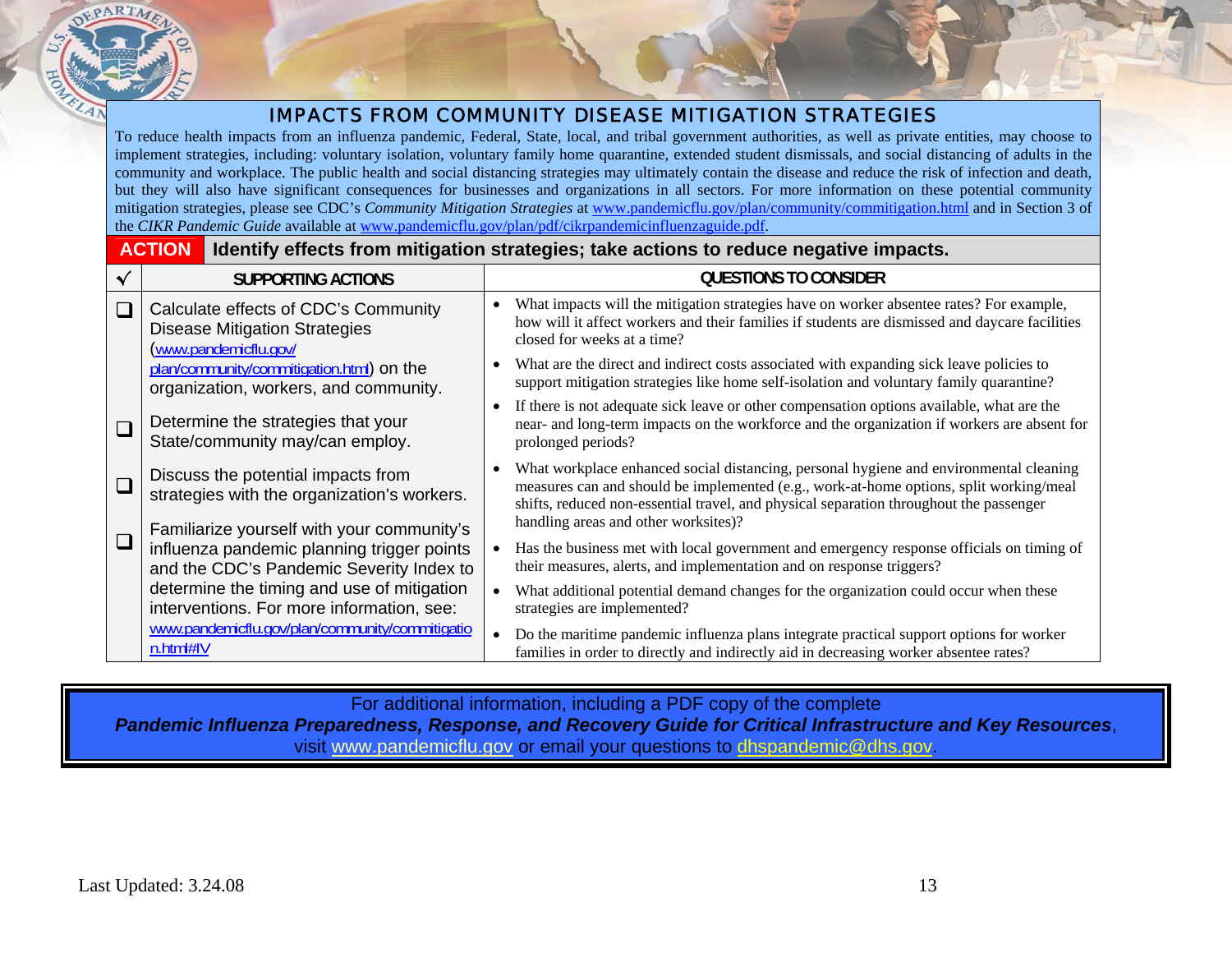## IMPACTS FROM COMMUNITY DISEASE MITIGATION STRATEGIES

To reduce health impacts from an influenza pandemic, Federal, State, local, and tribal government authorities, as well as private entities, may choose to implement strategies, including: voluntary isolation, voluntary family home quarantine, extended student dismissals, and social distancing of adults in the community and workplace. The public health and social distancing strategies may ultimately contain the disease and reduce the risk of infection and death, but they will also have significant consequences for businesses and organizations in all sectors. For more information on these potential community mitigation strategies, please see CDC's *Community Mitigation Strategies* at www.pandemicflu.gov/plan/community/commitigation.html and in Section 3 of the *CIKR Pandemic Guide* available at www.pandemicflu.gov/plan/pdf/cikrpandemicinfluenzaguide.pdf.

**ACTION** **Identify effects from mitigation strategies; take actions to reduce negative impacts.**

| √ | SUPPORTING ACTIONS | QUESTIONS TO CONSIDER |
|---|---|---|
| ❑ | Calculate effects of CDC's Community Disease Mitigation Strategies (www.pandemicflu.gov/plan/community/commitigation.html) on the organization, workers, and community. | • What impacts will the mitigation strategies have on worker absentee rates? For example, how will it affect workers and their families if students are dismissed and daycare facilities closed for weeks at a time?<br>• What are the direct and indirect costs associated with expanding sick leave policies to support mitigation strategies like home self-isolation and voluntary family quarantine? |
| ❑ | Determine the strategies that your State/community may/can employ. | • If there is not adequate sick leave or other compensation options available, what are the near- and long-term impacts on the workforce and the organization if workers are absent for prolonged periods? |
| ❑ | Discuss the potential impacts from strategies with the organization's workers. | • What workplace enhanced social distancing, personal hygiene and environmental cleaning measures can and should be implemented (e.g., work-at-home options, split working/meal shifts, reduced non-essential travel, and physical separation throughout the passenger handling areas and other worksites)? |
| ❑ | Familiarize yourself with your community's influenza pandemic planning trigger points and the CDC's Pandemic Severity Index to determine the timing and use of mitigation interventions. For more information, see: www.pandemicflu.gov/plan/community/commitigation.html#IV | • Has the business met with local government and emergency response officials on timing of their measures, alerts, and implementation and on response triggers?<br>• What additional potential demand changes for the organization could occur when these strategies are implemented?<br>• Do the maritime pandemic influenza plans integrate practical support options for worker families in order to directly and indirectly aid in decreasing worker absentee rates? |

For additional information, including a PDF copy of the complete ***Pandemic Influenza Preparedness, Response, and Recovery Guide for Critical Infrastructure and Key Resources***, visit www.pandemicflu.gov or email your questions to dhspandemic@dhs.gov.

Last Updated: 3.24.08